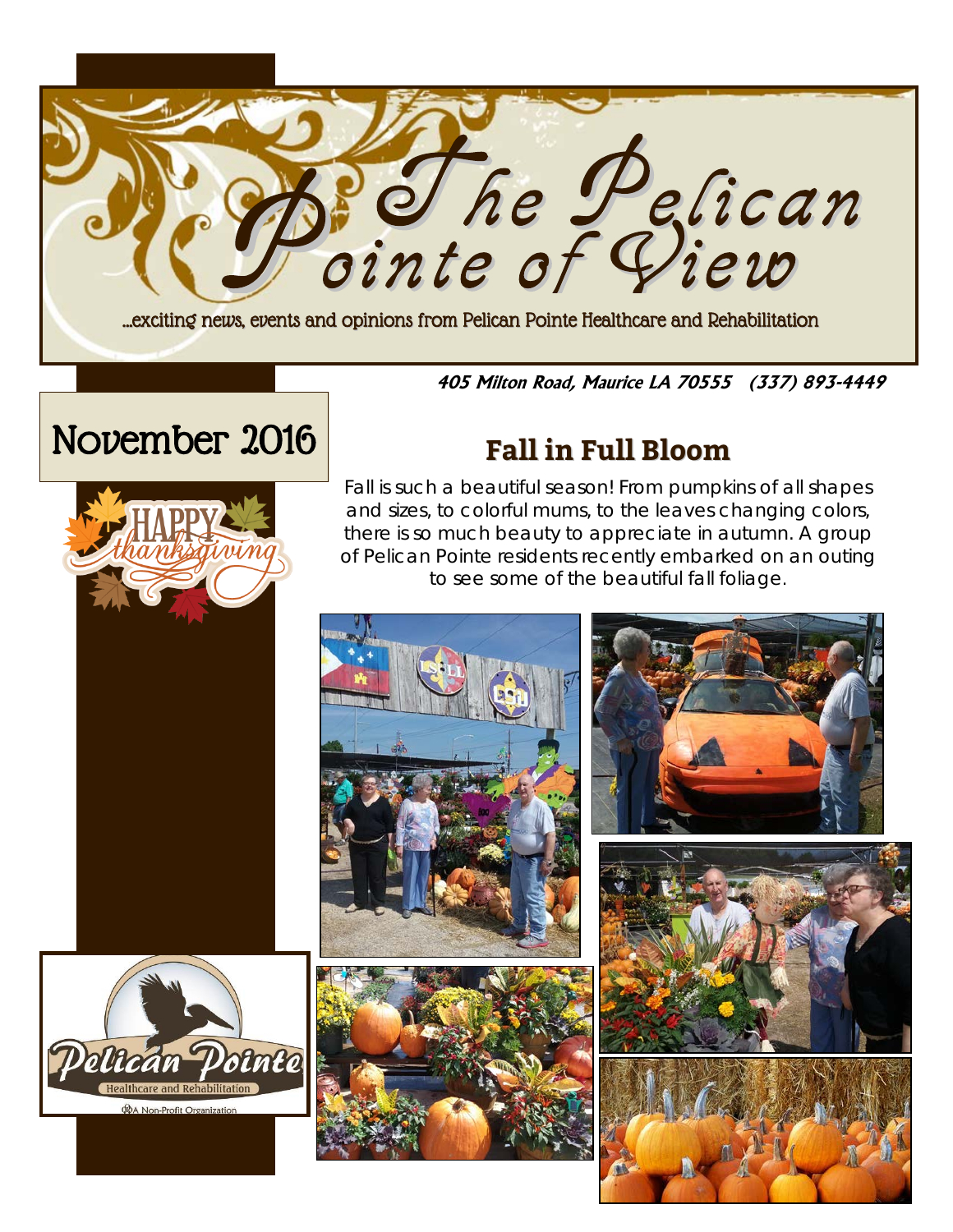# The Pelican Pointe of View

...exciting news, events and opinions from Pelican Pointe Healthcare and Rehabilitation

**405 Milton Road, Maurice LA 70555 (337) 893-4449**

## November 2016

HAPPY thanksgiving

## Fall in Full Bloom

Fall is such a beautiful season! From pumpkins of all shapes and sizes, to colorful mums, to the leaves changing colors, there is so much beauty to appreciate in autumn. A group of Pelican Pointe residents recently embarked on an outing to see some of the beautiful fall foliage.

Pelican Pointe Healthcare and Rehabilitation

A Non-Profit Organization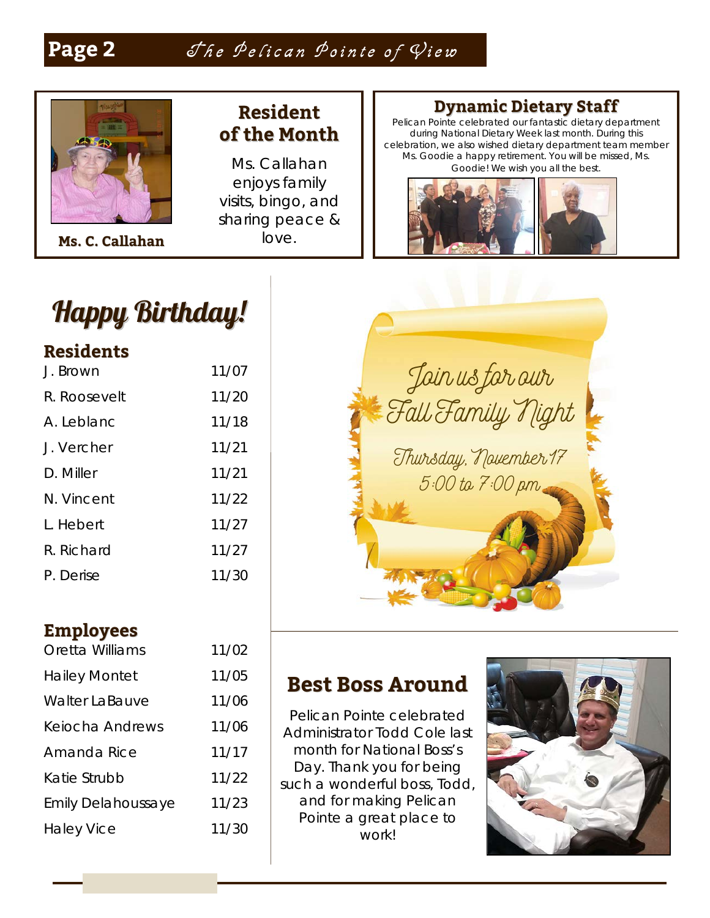## Resident of the Month

**Ms. C. Callahan**

Ms. Callahan enjoys family visits, bingo, and sharing peace & love.

## Dynamic Dietary Staff

Pelican Pointe celebrated our fantastic dietary department during National Dietary Week last month. During this celebration, we also wished dietary department team member Ms. Goodie a happy retirement. You will be missed, Ms. Goodie! We wish you all the best.

# Happy Birthday!

### Residents

| | |
|---|---|
| J. Brown | 11/07 |
| R. Roosevelt | 11/20 |
| A. Leblanc | 11/18 |
| J. Vercher | 11/21 |
| D. Miller | 11/21 |
| N. Vincent | 11/22 |
| L. Hebert | 11/27 |
| R. Richard | 11/27 |
| P. Derise | 11/30 |

### Employees

| | |
|---|---|
| Oretta Williams | 11/02 |
| Hailey Montet | 11/05 |
| Walter LaBauve | 11/06 |
| Keiocha Andrews | 11/06 |
| Amanda Rice | 11/17 |
| Katie Strubb | 11/22 |
| Emily Delahoussaye | 11/23 |
| Haley Vice | 11/30 |

*Join us for our Fall Family Night*

*Thursday, November 17*
*5:00 to 7:00 pm*

## Best Boss Around

Pelican Pointe celebrated Administrator Todd Cole last month for National Boss's Day. Thank you for being such a wonderful boss, Todd, and for making Pelican Pointe a great place to work!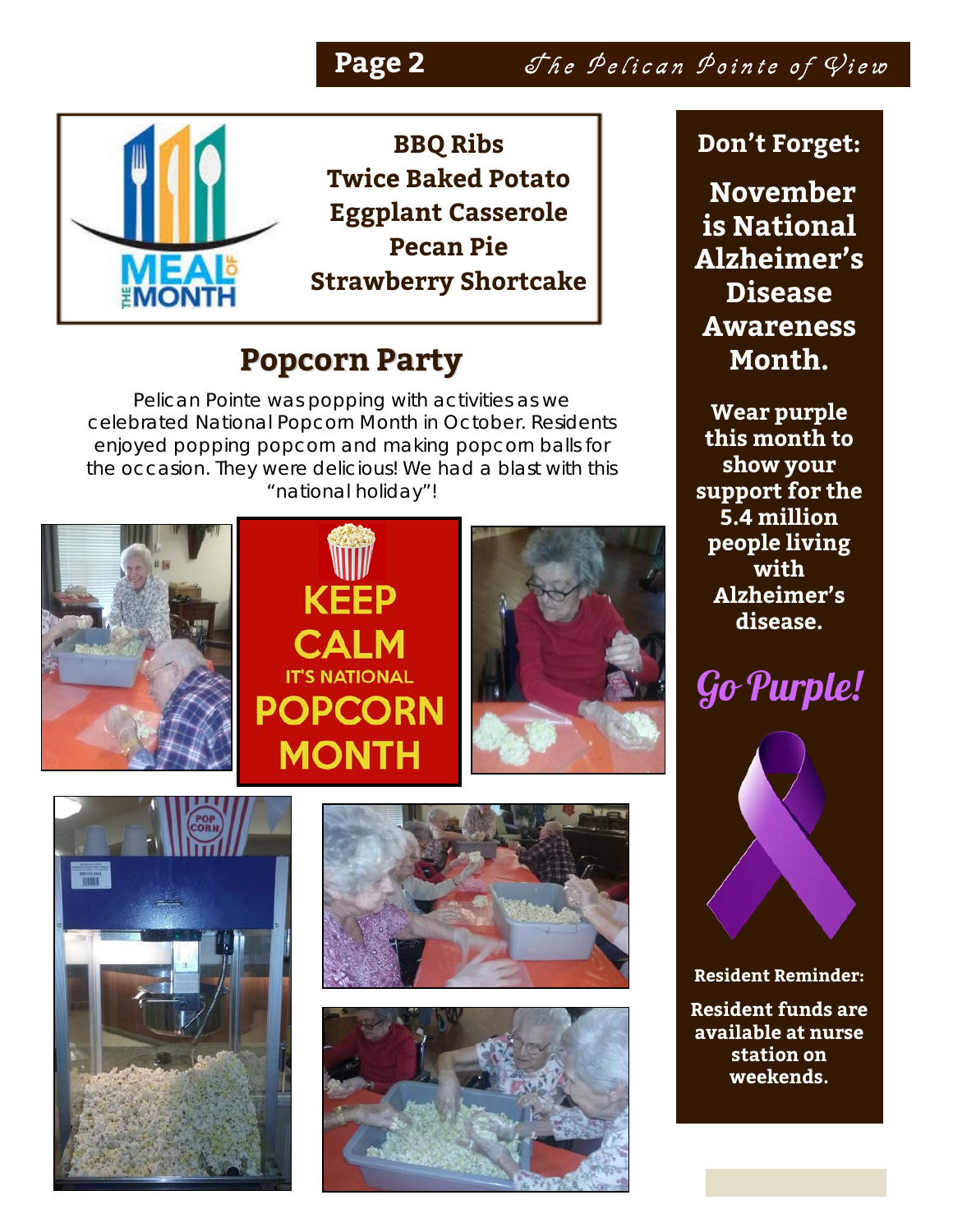**BBQ Ribs**
**Twice Baked Potato**
**Eggplant Casserole**
**Pecan Pie**
**Strawberry Shortcake**

## Popcorn Party

Pelican Pointe was popping with activities as we celebrated National Popcorn Month in October. Residents enjoyed popping popcorn and making popcorn balls for the occasion. They were delicious! We had a blast with this "national holiday"!

**Don't Forget:**

## November is National Alzheimer's Disease Awareness Month.

**Wear purple this month to show your support for the 5.4 million people living with Alzheimer's disease.**

*Go Purple!*

**Resident Reminder:**

**Resident funds are available at nurse station on weekends.**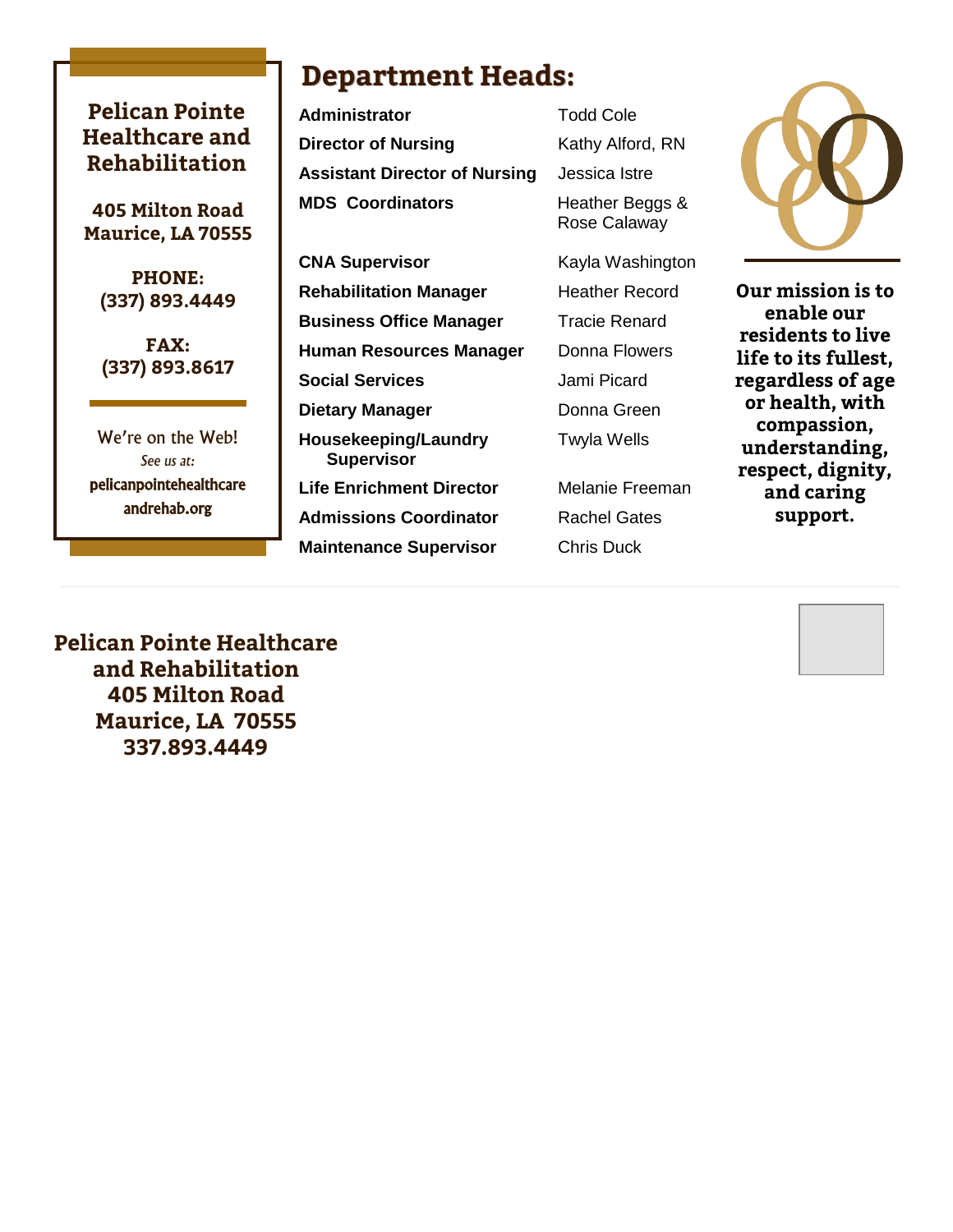**Pelican Pointe Healthcare and Rehabilitation**

**405 Milton Road**
**Maurice, LA 70555**

**PHONE:**
**(337) 893.4449**

**FAX:**
**(337) 893.8617**

We're on the Web!
*See us at:*
pelicanpointehealthcareandrehab.org

## Department Heads:

| | |
|---|---|
| **Administrator** | Todd Cole |
| **Director of Nursing** | Kathy Alford, RN |
| **Assistant Director of Nursing** | Jessica Istre |
| **MDS Coordinators** | Heather Beggs & Rose Calaway |
| **CNA Supervisor** | Kayla Washington |
| **Rehabilitation Manager** | Heather Record |
| **Business Office Manager** | Tracie Renard |
| **Human Resources Manager** | Donna Flowers |
| **Social Services** | Jami Picard |
| **Dietary Manager** | Donna Green |
| **Housekeeping/Laundry Supervisor** | Twyla Wells |
| **Life Enrichment Director** | Melanie Freeman |
| **Admissions Coordinator** | Rachel Gates |
| **Maintenance Supervisor** | Chris Duck |

**Our mission is to enable our residents to live life to its fullest, regardless of age or health, with compassion, understanding, respect, dignity, and caring support.**

**Pelican Pointe Healthcare and Rehabilitation**
**405 Milton Road**
**Maurice, LA 70555**
**337.893.4449**